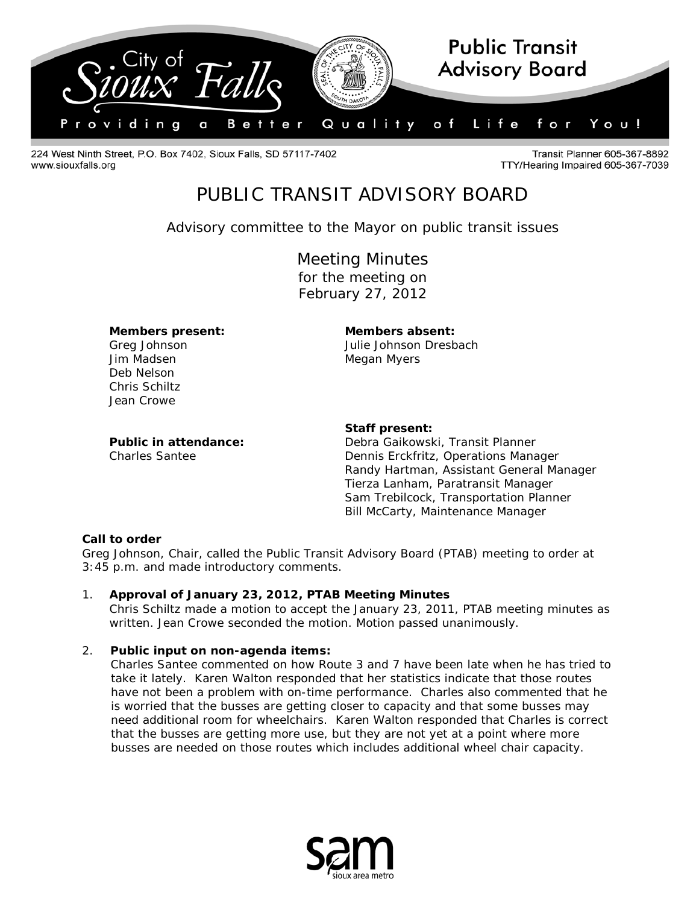City of Sioux Falls — Public Transit Advisory Board

Providing a Better Quality of Life for You!

224 West Ninth Street, P.O. Box 7402, Sioux Falls, SD 57117-7402
www.siouxfalls.org

Transit Planner 605-367-8892
TTY/Hearing Impaired 605-367-7039

# PUBLIC TRANSIT ADVISORY BOARD

Advisory committee to the Mayor on public transit issues

## Meeting Minutes
for the meeting on
February 27, 2012

**Members present:**
Greg Johnson
Jim Madsen
Deb Nelson
Chris Schiltz
Jean Crowe

**Members absent:**
Julie Johnson Dresbach
Megan Myers

**Public in attendance:**
Charles Santee

**Staff present:**
Debra Gaikowski, Transit Planner
Dennis Erckfritz, Operations Manager
Randy Hartman, Assistant General Manager
Tierza Lanham, Paratransit Manager
Sam Trebilcock, Transportation Planner
Bill McCarty, Maintenance Manager

**Call to order**
Greg Johnson, Chair, called the Public Transit Advisory Board (PTAB) meeting to order at 3:45 p.m. and made introductory comments.

1. **Approval of January 23, 2012, PTAB Meeting Minutes**
   Chris Schiltz made a motion to accept the January 23, 2011, PTAB meeting minutes as written. Jean Crowe seconded the motion. Motion passed unanimously.

2. **Public input on non-agenda items:**
   Charles Santee commented on how Route 3 and 7 have been late when he has tried to take it lately. Karen Walton responded that her statistics indicate that those routes have not been a problem with on-time performance. Charles also commented that he is worried that the busses are getting closer to capacity and that some busses may need additional room for wheelchairs. Karen Walton responded that Charles is correct that the busses are getting more use, but they are not yet at a point where more busses are needed on those routes which includes additional wheel chair capacity.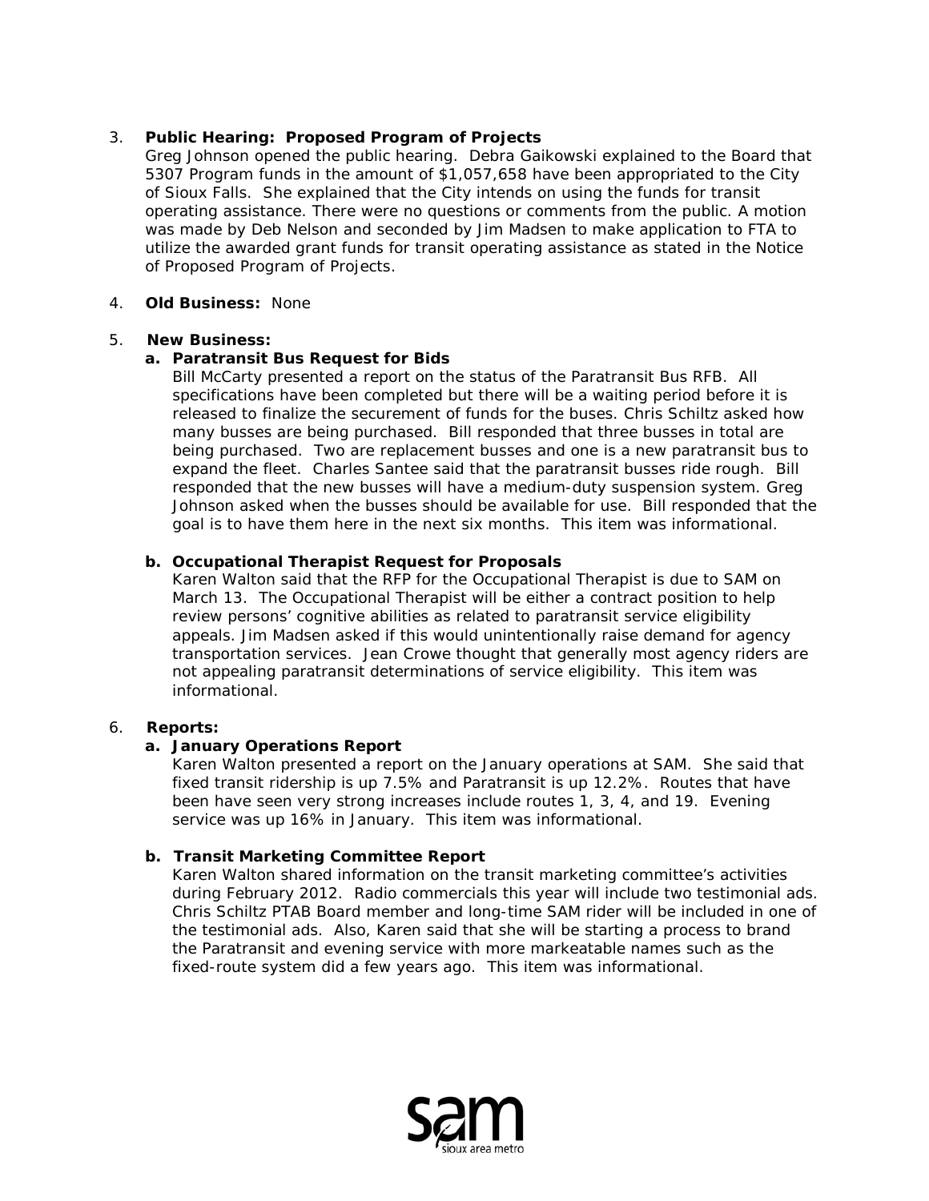3. **Public Hearing: Proposed Program of Projects**
   Greg Johnson opened the public hearing. Debra Gaikowski explained to the Board that 5307 Program funds in the amount of $1,057,658 have been appropriated to the City of Sioux Falls. She explained that the City intends on using the funds for transit operating assistance. There were no questions or comments from the public. A motion was made by Deb Nelson and seconded by Jim Madsen to make application to FTA to utilize the awarded grant funds for transit operating assistance as stated in the Notice of Proposed Program of Projects.

4. **Old Business:** None

5. **New Business:**

   **a. Paratransit Bus Request for Bids**
   Bill McCarty presented a report on the status of the Paratransit Bus RFB. All specifications have been completed but there will be a waiting period before it is released to finalize the securement of funds for the buses. Chris Schiltz asked how many busses are being purchased. Bill responded that three busses in total are being purchased. Two are replacement busses and one is a new paratransit bus to expand the fleet. Charles Santee said that the paratransit busses ride rough. Bill responded that the new busses will have a medium-duty suspension system. Greg Johnson asked when the busses should be available for use. Bill responded that the goal is to have them here in the next six months. This item was informational.

   **b. Occupational Therapist Request for Proposals**
   Karen Walton said that the RFP for the Occupational Therapist is due to SAM on March 13. The Occupational Therapist will be either a contract position to help review persons' cognitive abilities as related to paratransit service eligibility appeals. Jim Madsen asked if this would unintentionally raise demand for agency transportation services. Jean Crowe thought that generally most agency riders are not appealing paratransit determinations of service eligibility. This item was informational.

6. **Reports:**

   **a. January Operations Report**
   Karen Walton presented a report on the January operations at SAM. She said that fixed transit ridership is up 7.5% and Paratransit is up 12.2%. Routes that have been have seen very strong increases include routes 1, 3, 4, and 19. Evening service was up 16% in January. This item was informational.

   **b. Transit Marketing Committee Report**
   Karen Walton shared information on the transit marketing committee's activities during February 2012. Radio commercials this year will include two testimonial ads. Chris Schiltz PTAB Board member and long-time SAM rider will be included in one of the testimonial ads. Also, Karen said that she will be starting a process to brand the Paratransit and evening service with more markeatable names such as the fixed-route system did a few years ago. This item was informational.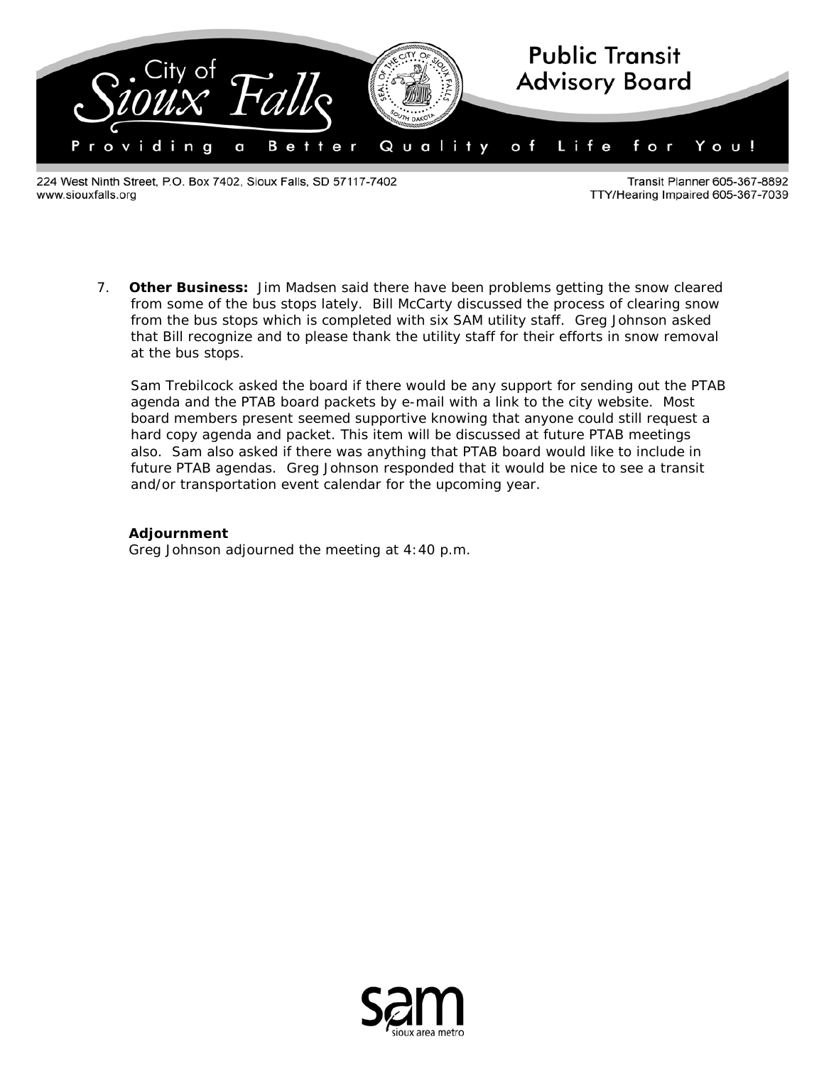7. **Other Business:** Jim Madsen said there have been problems getting the snow cleared from some of the bus stops lately. Bill McCarty discussed the process of clearing snow from the bus stops which is completed with six SAM utility staff. Greg Johnson asked that Bill recognize and to please thank the utility staff for their efforts in snow removal at the bus stops.

   Sam Trebilcock asked the board if there would be any support for sending out the PTAB agenda and the PTAB board packets by e-mail with a link to the city website. Most board members present seemed supportive knowing that anyone could still request a hard copy agenda and packet. This item will be discussed at future PTAB meetings also. Sam also asked if there was anything that PTAB board would like to include in future PTAB agendas. Greg Johnson responded that it would be nice to see a transit and/or transportation event calendar for the upcoming year.

**Adjournment**
Greg Johnson adjourned the meeting at 4:40 p.m.